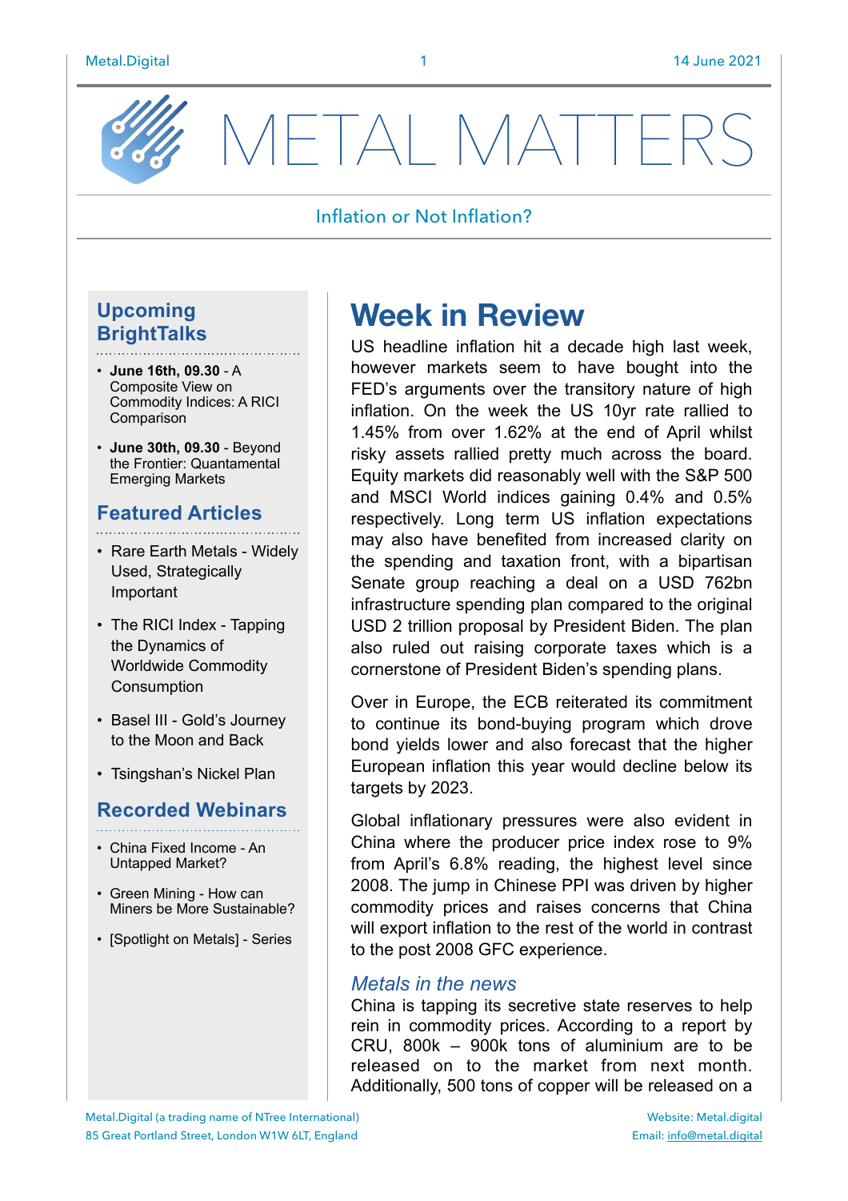# METAL MATTERS

Inflation or Not Inflation?

## Upcoming BrightTalks

- **June 16th, 09.30** - A Composite View on Commodity Indices: A RICI Comparison
- **June 30th, 09.30** - Beyond the Frontier: Quantamental Emerging Markets

## Featured Articles

- Rare Earth Metals - Widely Used, Strategically Important
- The RICI Index - Tapping the Dynamics of Worldwide Commodity Consumption
- Basel III - Gold's Journey to the Moon and Back
- Tsingshan's Nickel Plan

## Recorded Webinars

- China Fixed Income - An Untapped Market?
- Green Mining - How can Miners be More Sustainable?
- [Spotlight on Metals] - Series

# Week in Review

US headline inflation hit a decade high last week, however markets seem to have bought into the FED's arguments over the transitory nature of high inflation. On the week the US 10yr rate rallied to 1.45% from over 1.62% at the end of April whilst risky assets rallied pretty much across the board. Equity markets did reasonably well with the S&P 500 and MSCI World indices gaining 0.4% and 0.5% respectively. Long term US inflation expectations may also have benefited from increased clarity on the spending and taxation front, with a bipartisan Senate group reaching a deal on a USD 762bn infrastructure spending plan compared to the original USD 2 trillion proposal by President Biden. The plan also ruled out raising corporate taxes which is a cornerstone of President Biden's spending plans.

Over in Europe, the ECB reiterated its commitment to continue its bond-buying program which drove bond yields lower and also forecast that the higher European inflation this year would decline below its targets by 2023.

Global inflationary pressures were also evident in China where the producer price index rose to 9% from April's 6.8% reading, the highest level since 2008. The jump in Chinese PPI was driven by higher commodity prices and raises concerns that China will export inflation to the rest of the world in contrast to the post 2008 GFC experience.

### *Metals in the news*

China is tapping its secretive state reserves to help rein in commodity prices. According to a report by CRU, 800k – 900k tons of aluminium are to be released on to the market from next month. Additionally, 500 tons of copper will be released on a

Metal.Digital (a trading name of NTree International)
85 Great Portland Street, London W1W 6LT, England

Website: Metal.digital
Email: info@metal.digital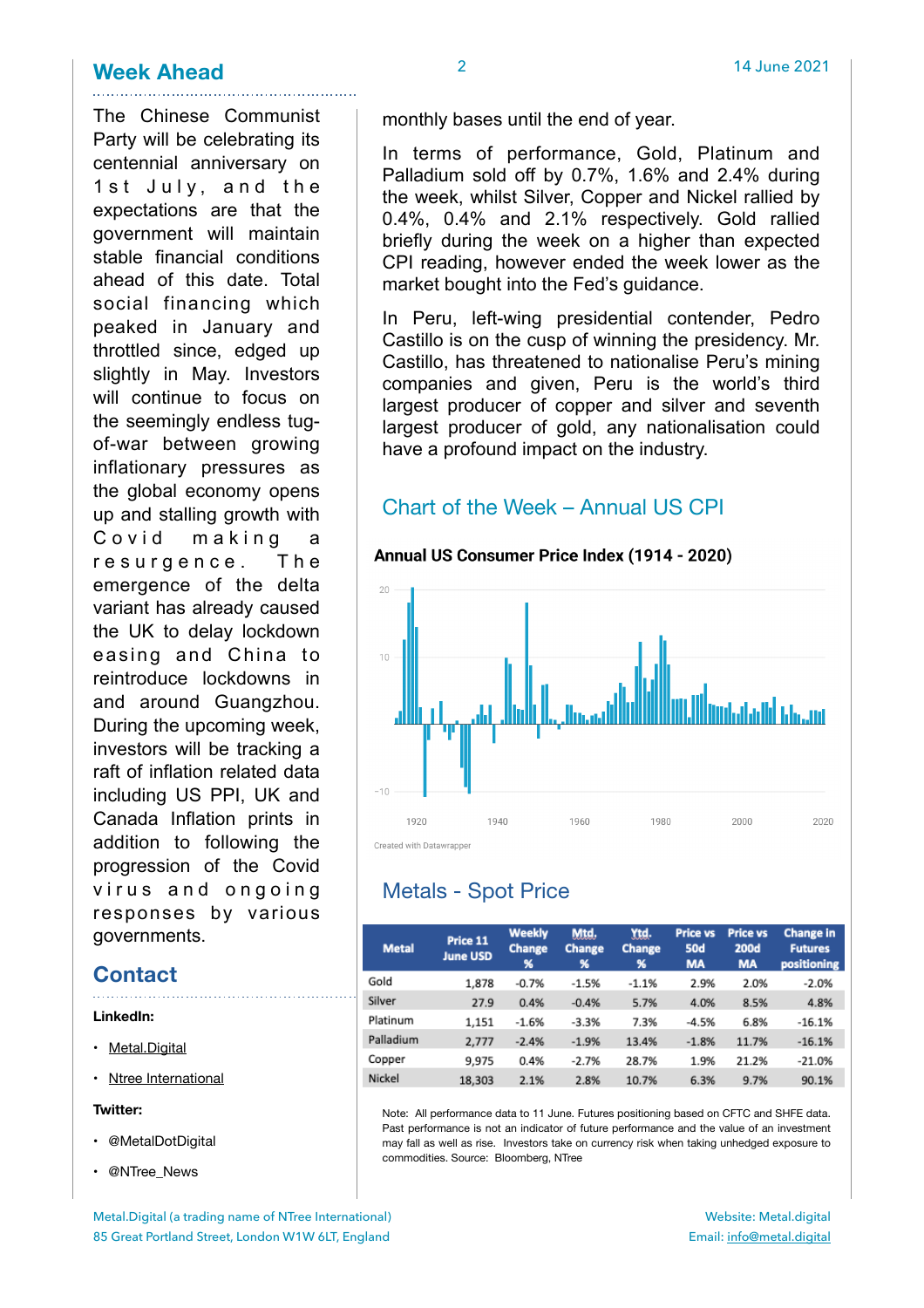## Week Ahead

The Chinese Communist Party will be celebrating its centennial anniversary on 1st July, and the expectations are that the government will maintain stable financial conditions ahead of this date. Total social financing which peaked in January and throttled since, edged up slightly in May. Investors will continue to focus on the seemingly endless tug-of-war between growing inflationary pressures as the global economy opens up and stalling growth with Covid making a resurgence. The emergence of the delta variant has already caused the UK to delay lockdown easing and China to reintroduce lockdowns in and around Guangzhou. During the upcoming week, investors will be tracking a raft of inflation related data including US PPI, UK and Canada Inflation prints in addition to following the progression of the Covid virus and ongoing responses by various governments.

## Contact

**LinkedIn:**

- Metal.Digital
- Ntree International

**Twitter:**

- @MetalDotDigital
- @NTree_News

monthly bases until the end of year.

In terms of performance, Gold, Platinum and Palladium sold off by 0.7%, 1.6% and 2.4% during the week, whilst Silver, Copper and Nickel rallied by 0.4%, 0.4% and 2.1% respectively. Gold rallied briefly during the week on a higher than expected CPI reading, however ended the week lower as the market bought into the Fed's guidance.

In Peru, left-wing presidential contender, Pedro Castillo is on the cusp of winning the presidency. Mr. Castillo, has threatened to nationalise Peru's mining companies and given, Peru is the world's third largest producer of copper and silver and seventh largest producer of gold, any nationalisation could have a profound impact on the industry.

## Chart of the Week – Annual US CPI

**Annual US Consumer Price Index (1914 - 2020)**

Created with Datawrapper

## Metals - Spot Price

| Metal | Price 11 June USD | Weekly Change % | Mtd. Change % | Ytd. Change % | Price vs 50d MA | Price vs 200d MA | Change in Futures positioning |
|---|---|---|---|---|---|---|---|
| Gold | 1,878 | -0.7% | -1.5% | -1.1% | 2.9% | 2.0% | -2.0% |
| Silver | 27.9 | 0.4% | -0.4% | 5.7% | 4.0% | 8.5% | 4.8% |
| Platinum | 1,151 | -1.6% | -3.3% | 7.3% | -4.5% | 6.8% | -16.1% |
| Palladium | 2,777 | -2.4% | -1.9% | 13.4% | -1.8% | 11.7% | -16.1% |
| Copper | 9,975 | 0.4% | -2.7% | 28.7% | 1.9% | 21.2% | -21.0% |
| Nickel | 18,303 | 2.1% | 2.8% | 10.7% | 6.3% | 9.7% | 90.1% |

Note: All performance data to 11 June. Futures positioning based on CFTC and SHFE data. Past performance is not an indicator of future performance and the value of an investment may fall as well as rise. Investors take on currency risk when taking unhedged exposure to commodities. Source: Bloomberg, NTree

Metal.Digital (a trading name of NTree International)
85 Great Portland Street, London W1W 6LT, England

Website: Metal.digital
Email: info@metal.digital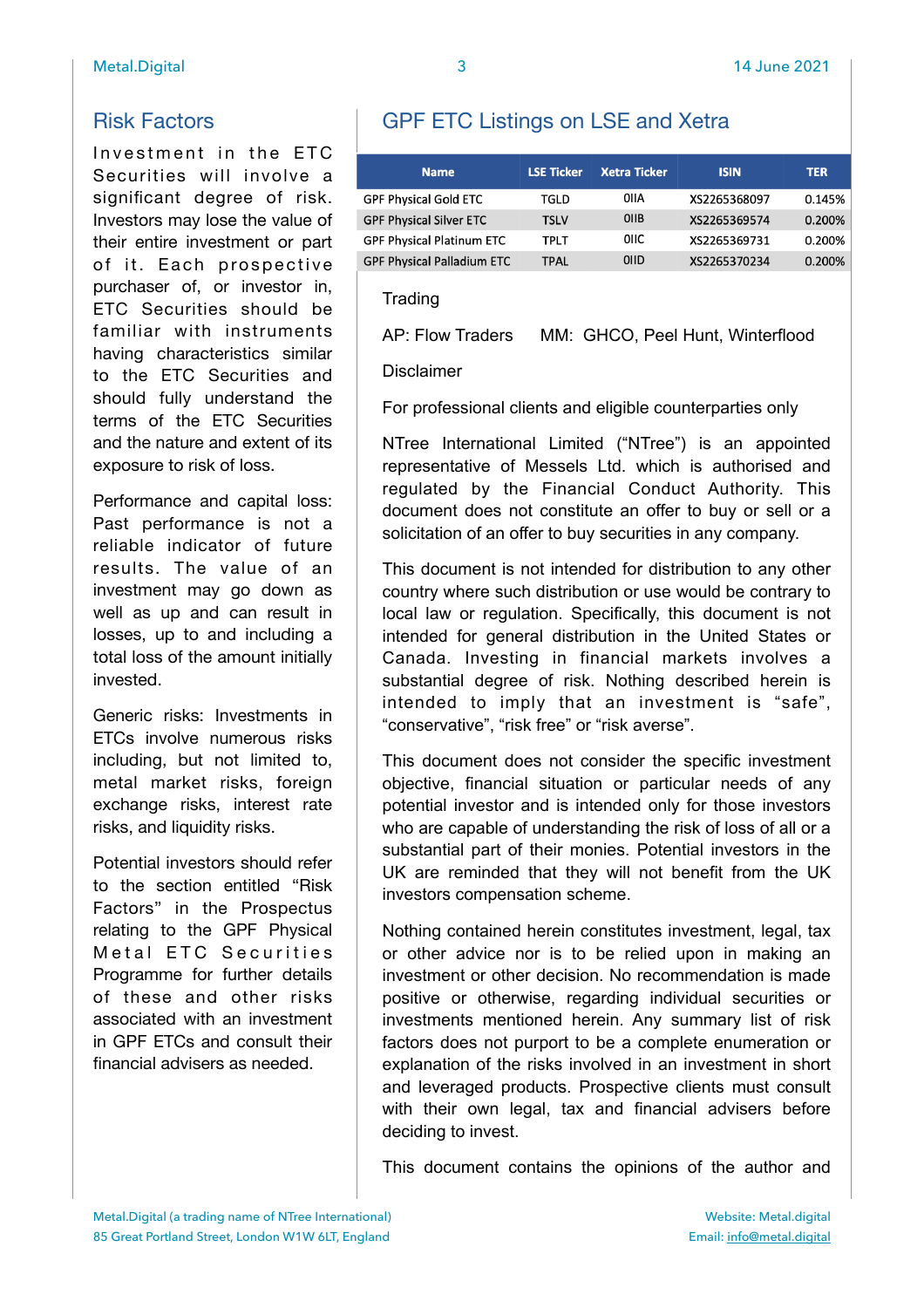## Risk Factors

Investment in the ETC Securities will involve a significant degree of risk. Investors may lose the value of their entire investment or part of it. Each prospective purchaser of, or investor in, ETC Securities should be familiar with instruments having characteristics similar to the ETC Securities and should fully understand the terms of the ETC Securities and the nature and extent of its exposure to risk of loss.

Performance and capital loss: Past performance is not a reliable indicator of future results. The value of an investment may go down as well as up and can result in losses, up to and including a total loss of the amount initially invested.

Generic risks: Investments in ETCs involve numerous risks including, but not limited to, metal market risks, foreign exchange risks, interest rate risks, and liquidity risks.

Potential investors should refer to the section entitled "Risk Factors" in the Prospectus relating to the GPF Physical Metal ETC Securities Programme for further details of these and other risks associated with an investment in GPF ETCs and consult their financial advisers as needed.

## GPF ETC Listings on LSE and Xetra

| Name | LSE Ticker | Xetra Ticker | ISIN | TER |
|---|---|---|---|---|
| GPF Physical Gold ETC | TGLD | 0IIA | XS2265368097 | 0.145% |
| GPF Physical Silver ETC | TSLV | 0IIB | XS2265369574 | 0.200% |
| GPF Physical Platinum ETC | TPLT | 0IIC | XS2265369731 | 0.200% |
| GPF Physical Palladium ETC | TPAL | 0IID | XS2265370234 | 0.200% |

Trading

AP: Flow Traders MM: GHCO, Peel Hunt, Winterflood

Disclaimer

For professional clients and eligible counterparties only

NTree International Limited ("NTree") is an appointed representative of Messels Ltd. which is authorised and regulated by the Financial Conduct Authority. This document does not constitute an offer to buy or sell or a solicitation of an offer to buy securities in any company.

This document is not intended for distribution to any other country where such distribution or use would be contrary to local law or regulation. Specifically, this document is not intended for general distribution in the United States or Canada. Investing in financial markets involves a substantial degree of risk. Nothing described herein is intended to imply that an investment is "safe", "conservative", "risk free" or "risk averse".

This document does not consider the specific investment objective, financial situation or particular needs of any potential investor and is intended only for those investors who are capable of understanding the risk of loss of all or a substantial part of their monies. Potential investors in the UK are reminded that they will not benefit from the UK investors compensation scheme.

Nothing contained herein constitutes investment, legal, tax or other advice nor is to be relied upon in making an investment or other decision. No recommendation is made positive or otherwise, regarding individual securities or investments mentioned herein. Any summary list of risk factors does not purport to be a complete enumeration or explanation of the risks involved in an investment in short and leveraged products. Prospective clients must consult with their own legal, tax and financial advisers before deciding to invest.

This document contains the opinions of the author and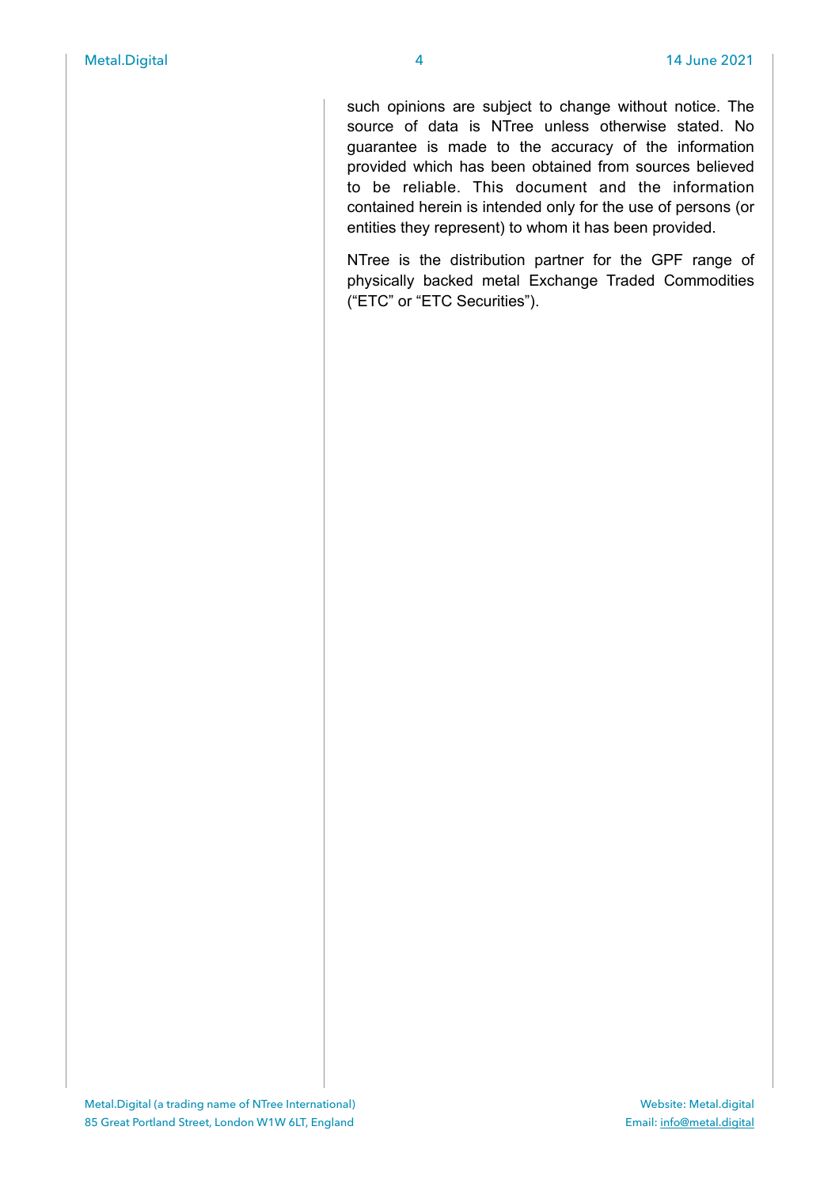such opinions are subject to change without notice. The source of data is NTree unless otherwise stated. No guarantee is made to the accuracy of the information provided which has been obtained from sources believed to be reliable. This document and the information contained herein is intended only for the use of persons (or entities they represent) to whom it has been provided.

NTree is the distribution partner for the GPF range of physically backed metal Exchange Traded Commodities ("ETC" or "ETC Securities").